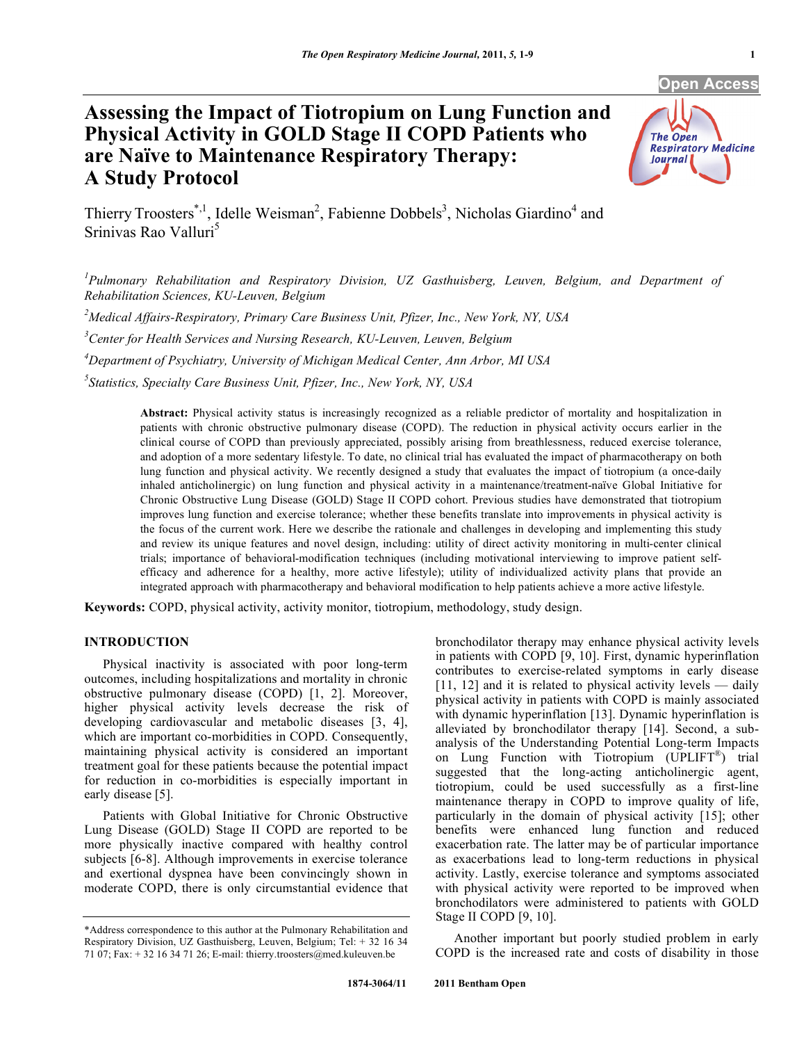# Assessing the Impact of Tiotropium on Lung Function and Physical Activity in GOLD Stage II COPD Patients who are Naïve to Maintenance Respiratory Therapy: A Study Protocol

Thierry Troosters[*,1], Idelle Weisman[2], Fabienne Dobbels[3], Nicholas Giardino[4] and Srinivas Rao Valluri[5]

[1] *Pulmonary Rehabilitation and Respiratory Division, UZ Gasthuisberg, Leuven, Belgium, and Department of Rehabilitation Sciences, KU-Leuven, Belgium*

[2] *Medical Affairs-Respiratory, Primary Care Business Unit, Pfizer, Inc., New York, NY, USA*

[3] *Center for Health Services and Nursing Research, KU-Leuven, Leuven, Belgium*

[4] *Department of Psychiatry, University of Michigan Medical Center, Ann Arbor, MI USA*

[5] *Statistics, Specialty Care Business Unit, Pfizer, Inc., New York, NY, USA*

**Abstract:** Physical activity status is increasingly recognized as a reliable predictor of mortality and hospitalization in patients with chronic obstructive pulmonary disease (COPD). The reduction in physical activity occurs earlier in the clinical course of COPD than previously appreciated, possibly arising from breathlessness, reduced exercise tolerance, and adoption of a more sedentary lifestyle. To date, no clinical trial has evaluated the impact of pharmacotherapy on both lung function and physical activity. We recently designed a study that evaluates the impact of tiotropium (a once-daily inhaled anticholinergic) on lung function and physical activity in a maintenance/treatment-naïve Global Initiative for Chronic Obstructive Lung Disease (GOLD) Stage II COPD cohort. Previous studies have demonstrated that tiotropium improves lung function and exercise tolerance; whether these benefits translate into improvements in physical activity is the focus of the current work. Here we describe the rationale and challenges in developing and implementing this study and review its unique features and novel design, including: utility of direct activity monitoring in multi-center clinical trials; importance of behavioral-modification techniques (including motivational interviewing to improve patient self-efficacy and adherence for a healthy, more active lifestyle); utility of individualized activity plans that provide an integrated approach with pharmacotherapy and behavioral modification to help patients achieve a more active lifestyle.

**Keywords:** COPD, physical activity, activity monitor, tiotropium, methodology, study design.

## INTRODUCTION

Physical inactivity is associated with poor long-term outcomes, including hospitalizations and mortality in chronic obstructive pulmonary disease (COPD) [1, 2]. Moreover, higher physical activity levels decrease the risk of developing cardiovascular and metabolic diseases [3, 4], which are important co-morbidities in COPD. Consequently, maintaining physical activity is considered an important treatment goal for these patients because the potential impact for reduction in co-morbidities is especially important in early disease [5].

Patients with Global Initiative for Chronic Obstructive Lung Disease (GOLD) Stage II COPD are reported to be more physically inactive compared with healthy control subjects [6-8]. Although improvements in exercise tolerance and exertional dyspnea have been convincingly shown in moderate COPD, there is only circumstantial evidence that bronchodilator therapy may enhance physical activity levels in patients with COPD [9, 10]. First, dynamic hyperinflation contributes to exercise-related symptoms in early disease [11, 12] and it is related to physical activity levels — daily physical activity in patients with COPD is mainly associated with dynamic hyperinflation [13]. Dynamic hyperinflation is alleviated by bronchodilator therapy [14]. Second, a sub-analysis of the Understanding Potential Long-term Impacts on Lung Function with Tiotropium (UPLIFT®) trial suggested that the long-acting anticholinergic agent, tiotropium, could be used successfully as a first-line maintenance therapy in COPD to improve quality of life, particularly in the domain of physical activity [15]; other benefits were enhanced lung function and reduced exacerbation rate. The latter may be of particular importance as exacerbations lead to long-term reductions in physical activity. Lastly, exercise tolerance and symptoms associated with physical activity were reported to be improved when bronchodilators were administered to patients with GOLD Stage II COPD [9, 10].

Another important but poorly studied problem in early COPD is the increased rate and costs of disability in those

*Address correspondence to this author at the Pulmonary Rehabilitation and Respiratory Division, UZ Gasthuisberg, Leuven, Belgium; Tel: + 32 16 34 71 07; Fax: + 32 16 34 71 26; E-mail: thierry.troosters@med.kuleuven.be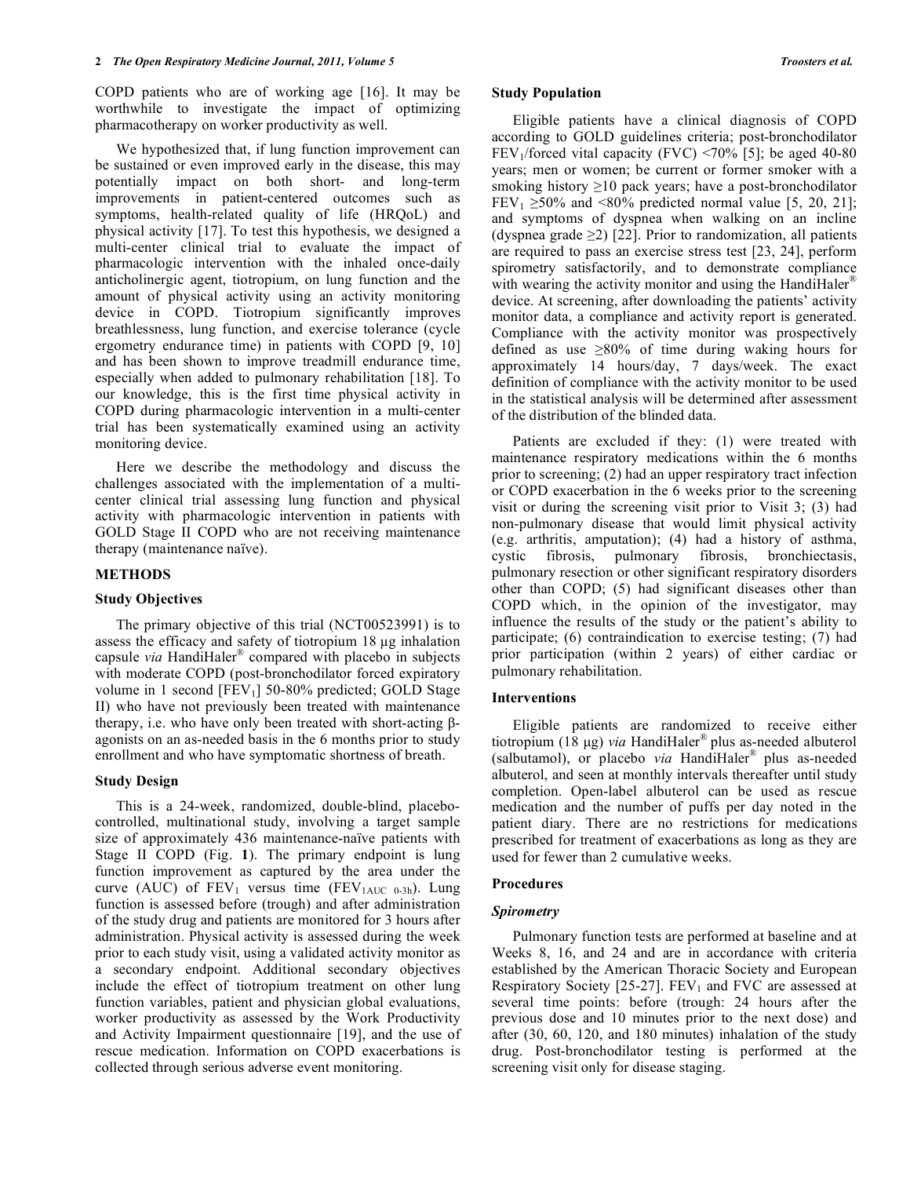COPD patients who are of working age [16]. It may be worthwhile to investigate the impact of optimizing pharmacotherapy on worker productivity as well.

We hypothesized that, if lung function improvement can be sustained or even improved early in the disease, this may potentially impact on both short- and long-term improvements in patient-centered outcomes such as symptoms, health-related quality of life (HRQoL) and physical activity [17]. To test this hypothesis, we designed a multi-center clinical trial to evaluate the impact of pharmacologic intervention with the inhaled once-daily anticholinergic agent, tiotropium, on lung function and the amount of physical activity using an activity monitoring device in COPD. Tiotropium significantly improves breathlessness, lung function, and exercise tolerance (cycle ergometry endurance time) in patients with COPD [9, 10] and has been shown to improve treadmill endurance time, especially when added to pulmonary rehabilitation [18]. To our knowledge, this is the first time physical activity in COPD during pharmacologic intervention in a multi-center trial has been systematically examined using an activity monitoring device.

Here we describe the methodology and discuss the challenges associated with the implementation of a multi-center clinical trial assessing lung function and physical activity with pharmacologic intervention in patients with GOLD Stage II COPD who are not receiving maintenance therapy (maintenance naïve).

## METHODS

### Study Objectives

The primary objective of this trial (NCT00523991) is to assess the efficacy and safety of tiotropium 18 μg inhalation capsule *via* HandiHaler® compared with placebo in subjects with moderate COPD (post-bronchodilator forced expiratory volume in 1 second [$FEV_1$] 50-80% predicted; GOLD Stage II) who have not previously been treated with maintenance therapy, i.e. who have only been treated with short-acting β-agonists on an as-needed basis in the 6 months prior to study enrollment and who have symptomatic shortness of breath.

### Study Design

This is a 24-week, randomized, double-blind, placebo-controlled, multinational study, involving a target sample size of approximately 436 maintenance-naïve patients with Stage II COPD (Fig. **1**). The primary endpoint is lung function improvement as captured by the area under the curve (AUC) of $FEV_1$ versus time ($FEV_{1AUC\ 0\text{-}3h}$). Lung function is assessed before (trough) and after administration of the study drug and patients are monitored for 3 hours after administration. Physical activity is assessed during the week prior to each study visit, using a validated activity monitor as a secondary endpoint. Additional secondary objectives include the effect of tiotropium treatment on other lung function variables, patient and physician global evaluations, worker productivity as assessed by the Work Productivity and Activity Impairment questionnaire [19], and the use of rescue medication. Information on COPD exacerbations is collected through serious adverse event monitoring.

### Study Population

Eligible patients have a clinical diagnosis of COPD according to GOLD guidelines criteria; post-bronchodilator $FEV_1$/forced vital capacity (FVC) <70% [5]; be aged 40-80 years; men or women; be current or former smoker with a smoking history ≥10 pack years; have a post-bronchodilator $FEV_1$ ≥50% and <80% predicted normal value [5, 20, 21]; and symptoms of dyspnea when walking on an incline (dyspnea grade ≥2) [22]. Prior to randomization, all patients are required to pass an exercise stress test [23, 24], perform spirometry satisfactorily, and to demonstrate compliance with wearing the activity monitor and using the HandiHaler® device. At screening, after downloading the patients' activity monitor data, a compliance and activity report is generated. Compliance with the activity monitor was prospectively defined as use ≥80% of time during waking hours for approximately 14 hours/day, 7 days/week. The exact definition of compliance with the activity monitor to be used in the statistical analysis will be determined after assessment of the distribution of the blinded data.

Patients are excluded if they: (1) were treated with maintenance respiratory medications within the 6 months prior to screening; (2) had an upper respiratory tract infection or COPD exacerbation in the 6 weeks prior to the screening visit or during the screening visit prior to Visit 3; (3) had non-pulmonary disease that would limit physical activity (e.g. arthritis, amputation); (4) had a history of asthma, cystic fibrosis, pulmonary fibrosis, bronchiectasis, pulmonary resection or other significant respiratory disorders other than COPD; (5) had significant diseases other than COPD which, in the opinion of the investigator, may influence the results of the study or the patient's ability to participate; (6) contraindication to exercise testing; (7) had prior participation (within 2 years) of either cardiac or pulmonary rehabilitation.

### Interventions

Eligible patients are randomized to receive either tiotropium (18 μg) *via* HandiHaler® plus as-needed albuterol (salbutamol), or placebo *via* HandiHaler® plus as-needed albuterol, and seen at monthly intervals thereafter until study completion. Open-label albuterol can be used as rescue medication and the number of puffs per day noted in the patient diary. There are no restrictions for medications prescribed for treatment of exacerbations as long as they are used for fewer than 2 cumulative weeks.

### Procedures

#### *Spirometry*

Pulmonary function tests are performed at baseline and at Weeks 8, 16, and 24 and are in accordance with criteria established by the American Thoracic Society and European Respiratory Society [25-27]. $FEV_1$ and FVC are assessed at several time points: before (trough: 24 hours after the previous dose and 10 minutes prior to the next dose) and after (30, 60, 120, and 180 minutes) inhalation of the study drug. Post-bronchodilator testing is performed at the screening visit only for disease staging.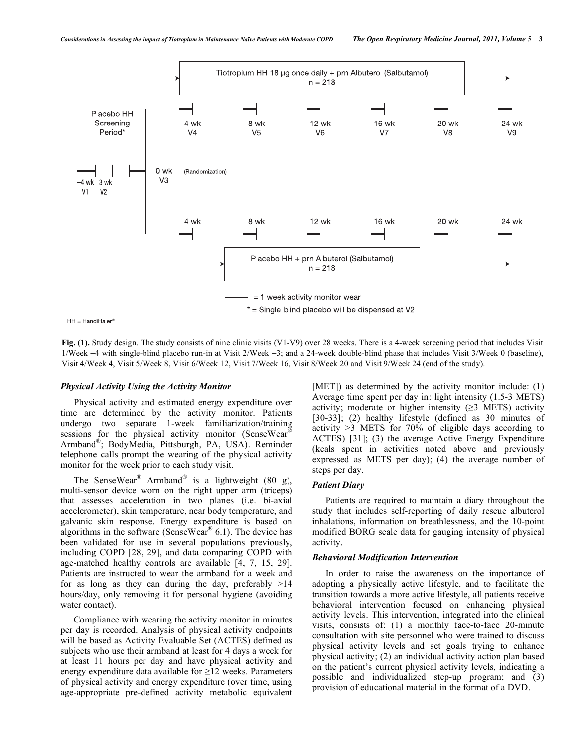Fig. (1). Study design. The study consists of nine clinic visits (V1-V9) over 28 weeks. There is a 4-week screening period that includes Visit 1/Week –4 with single-blind placebo run-in at Visit 2/Week –3; and a 24-week double-blind phase that includes Visit 3/Week 0 (baseline), Visit 4/Week 4, Visit 5/Week 8, Visit 6/Week 12, Visit 7/Week 16, Visit 8/Week 20 and Visit 9/Week 24 (end of the study).

### *Physical Activity Using the Activity Monitor*

Physical activity and estimated energy expenditure over time are determined by the activity monitor. Patients undergo two separate 1-week familiarization/training sessions for the physical activity monitor (SenseWear® Armband®; BodyMedia, Pittsburgh, PA, USA). Reminder telephone calls prompt the wearing of the physical activity monitor for the week prior to each study visit.

The SenseWear® Armband® is a lightweight (80 g), multi-sensor device worn on the right upper arm (triceps) that assesses acceleration in two planes (i.e. bi-axial accelerometer), skin temperature, near body temperature, and galvanic skin response. Energy expenditure is based on algorithms in the software (SenseWear® 6.1). The device has been validated for use in several populations previously, including COPD [28, 29], and data comparing COPD with age-matched healthy controls are available [4, 7, 15, 29]. Patients are instructed to wear the armband for a week and for as long as they can during the day, preferably >14 hours/day, only removing it for personal hygiene (avoiding water contact).

Compliance with wearing the activity monitor in minutes per day is recorded. Analysis of physical activity endpoints will be based as Activity Evaluable Set (ACTES) defined as subjects who use their armband at least for 4 days a week for at least 11 hours per day and have physical activity and energy expenditure data available for ≥12 weeks. Parameters of physical activity and energy expenditure (over time, using age-appropriate pre-defined activity metabolic equivalent [MET]) as determined by the activity monitor include: (1) Average time spent per day in: light intensity (1.5-3 METS) activity; moderate or higher intensity (≥3 METS) activity [30-33]; (2) healthy lifestyle (defined as 30 minutes of activity >3 METS for 70% of eligible days according to ACTES) [31]; (3) the average Active Energy Expenditure (kcals spent in activities noted above and previously expressed as METS per day); (4) the average number of steps per day.

### *Patient Diary*

Patients are required to maintain a diary throughout the study that includes self-reporting of daily rescue albuterol inhalations, information on breathlessness, and the 10-point modified BORG scale data for gauging intensity of physical activity.

### *Behavioral Modification Intervention*

In order to raise the awareness on the importance of adopting a physically active lifestyle, and to facilitate the transition towards a more active lifestyle, all patients receive behavioral intervention focused on enhancing physical activity levels. This intervention, integrated into the clinical visits, consists of: (1) a monthly face-to-face 20-minute consultation with site personnel who were trained to discuss physical activity levels and set goals trying to enhance physical activity; (2) an individual activity action plan based on the patient's current physical activity levels, indicating a possible and individualized step-up program; and (3) provision of educational material in the format of a DVD.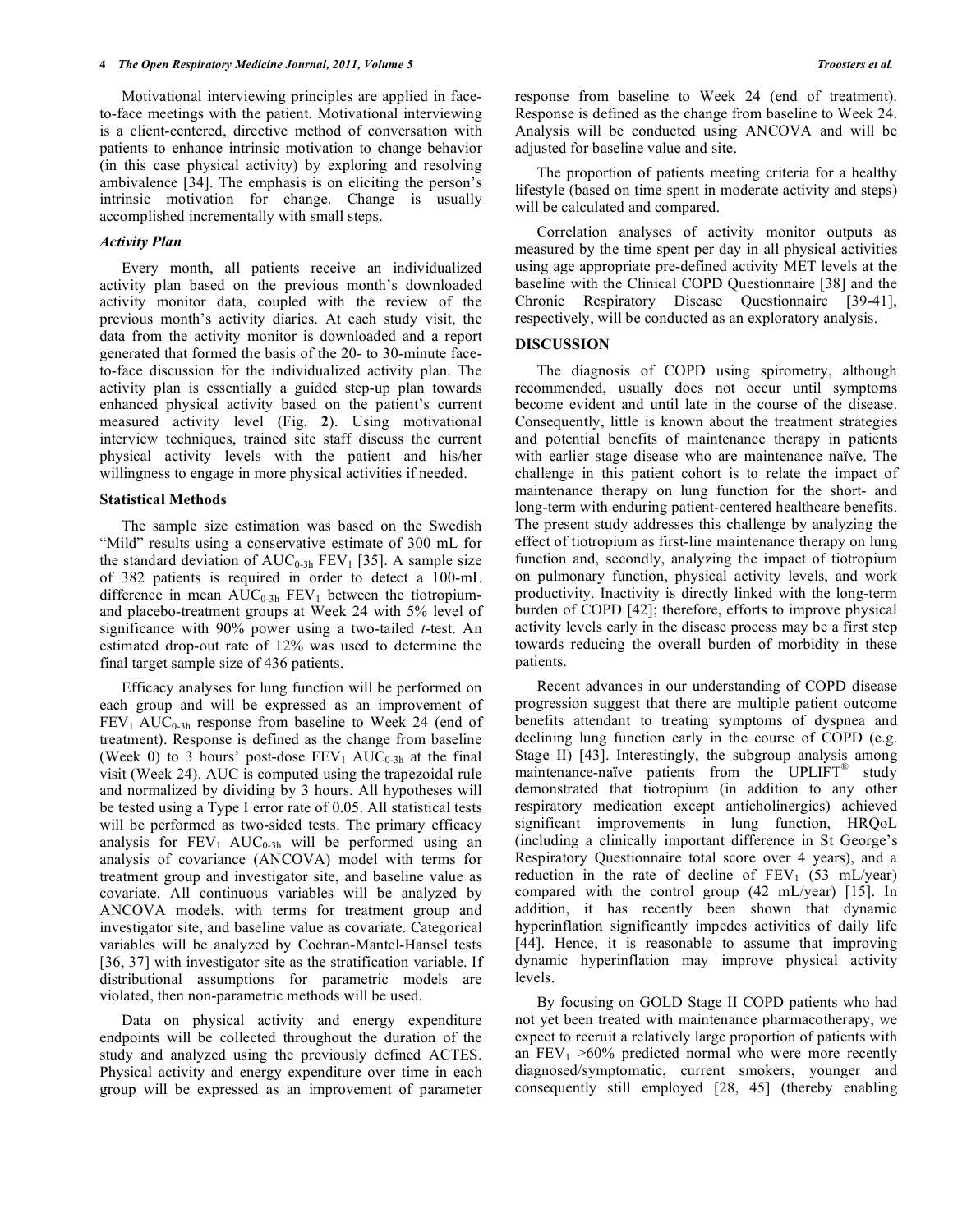Motivational interviewing principles are applied in face-to-face meetings with the patient. Motivational interviewing is a client-centered, directive method of conversation with patients to enhance intrinsic motivation to change behavior (in this case physical activity) by exploring and resolving ambivalence [34]. The emphasis is on eliciting the person's intrinsic motivation for change. Change is usually accomplished incrementally with small steps.

### *Activity Plan*

Every month, all patients receive an individualized activity plan based on the previous month's downloaded activity monitor data, coupled with the review of the previous month's activity diaries. At each study visit, the data from the activity monitor is downloaded and a report generated that formed the basis of the 20- to 30-minute face-to-face discussion for the individualized activity plan. The activity plan is essentially a guided step-up plan towards enhanced physical activity based on the patient's current measured activity level (Fig. **2**). Using motivational interview techniques, trained site staff discuss the current physical activity levels with the patient and his/her willingness to engage in more physical activities if needed.

### Statistical Methods

The sample size estimation was based on the Swedish "Mild" results using a conservative estimate of 300 mL for the standard deviation of $AUC_{0\text{-}3h}$ $FEV_1$ [35]. A sample size of 382 patients is required in order to detect a 100-mL difference in mean $AUC_{0\text{-}3h}$ $FEV_1$ between the tiotropium- and placebo-treatment groups at Week 24 with 5% level of significance with 90% power using a two-tailed *t*-test. An estimated drop-out rate of 12% was used to determine the final target sample size of 436 patients.

Efficacy analyses for lung function will be performed on each group and will be expressed as an improvement of $FEV_1$ $AUC_{0\text{-}3h}$ response from baseline to Week 24 (end of treatment). Response is defined as the change from baseline (Week 0) to 3 hours' post-dose $FEV_1$ $AUC_{0\text{-}3h}$ at the final visit (Week 24). AUC is computed using the trapezoidal rule and normalized by dividing by 3 hours. All hypotheses will be tested using a Type I error rate of 0.05. All statistical tests will be performed as two-sided tests. The primary efficacy analysis for $FEV_1$ $AUC_{0\text{-}3h}$ will be performed using an analysis of covariance (ANCOVA) model with terms for treatment group and investigator site, and baseline value as covariate. All continuous variables will be analyzed by ANCOVA models, with terms for treatment group and investigator site, and baseline value as covariate. Categorical variables will be analyzed by Cochran-Mantel-Hansel tests [36, 37] with investigator site as the stratification variable. If distributional assumptions for parametric models are violated, then non-parametric methods will be used.

Data on physical activity and energy expenditure endpoints will be collected throughout the duration of the study and analyzed using the previously defined ACTES. Physical activity and energy expenditure over time in each group will be expressed as an improvement of parameter response from baseline to Week 24 (end of treatment). Response is defined as the change from baseline to Week 24. Analysis will be conducted using ANCOVA and will be adjusted for baseline value and site.

The proportion of patients meeting criteria for a healthy lifestyle (based on time spent in moderate activity and steps) will be calculated and compared.

Correlation analyses of activity monitor outputs as measured by the time spent per day in all physical activities using age appropriate pre-defined activity MET levels at the baseline with the Clinical COPD Questionnaire [38] and the Chronic Respiratory Disease Questionnaire [39-41], respectively, will be conducted as an exploratory analysis.

## DISCUSSION

The diagnosis of COPD using spirometry, although recommended, usually does not occur until symptoms become evident and until late in the course of the disease. Consequently, little is known about the treatment strategies and potential benefits of maintenance therapy in patients with earlier stage disease who are maintenance naïve. The challenge in this patient cohort is to relate the impact of maintenance therapy on lung function for the short- and long-term with enduring patient-centered healthcare benefits. The present study addresses this challenge by analyzing the effect of tiotropium as first-line maintenance therapy on lung function and, secondly, analyzing the impact of tiotropium on pulmonary function, physical activity levels, and work productivity. Inactivity is directly linked with the long-term burden of COPD [42]; therefore, efforts to improve physical activity levels early in the disease process may be a first step towards reducing the overall burden of morbidity in these patients.

Recent advances in our understanding of COPD disease progression suggest that there are multiple patient outcome benefits attendant to treating symptoms of dyspnea and declining lung function early in the course of COPD (e.g. Stage II) [43]. Interestingly, the subgroup analysis among maintenance-naïve patients from the UPLIFT® study demonstrated that tiotropium (in addition to any other respiratory medication except anticholinergics) achieved significant improvements in lung function, HRQoL (including a clinically important difference in St George's Respiratory Questionnaire total score over 4 years), and a reduction in the rate of decline of $FEV_1$ (53 mL/year) compared with the control group (42 mL/year) [15]. In addition, it has recently been shown that dynamic hyperinflation significantly impedes activities of daily life [44]. Hence, it is reasonable to assume that improving dynamic hyperinflation may improve physical activity levels.

By focusing on GOLD Stage II COPD patients who had not yet been treated with maintenance pharmacotherapy, we expect to recruit a relatively large proportion of patients with an $FEV_1$ >60% predicted normal who were more recently diagnosed/symptomatic, current smokers, younger and consequently still employed [28, 45] (thereby enabling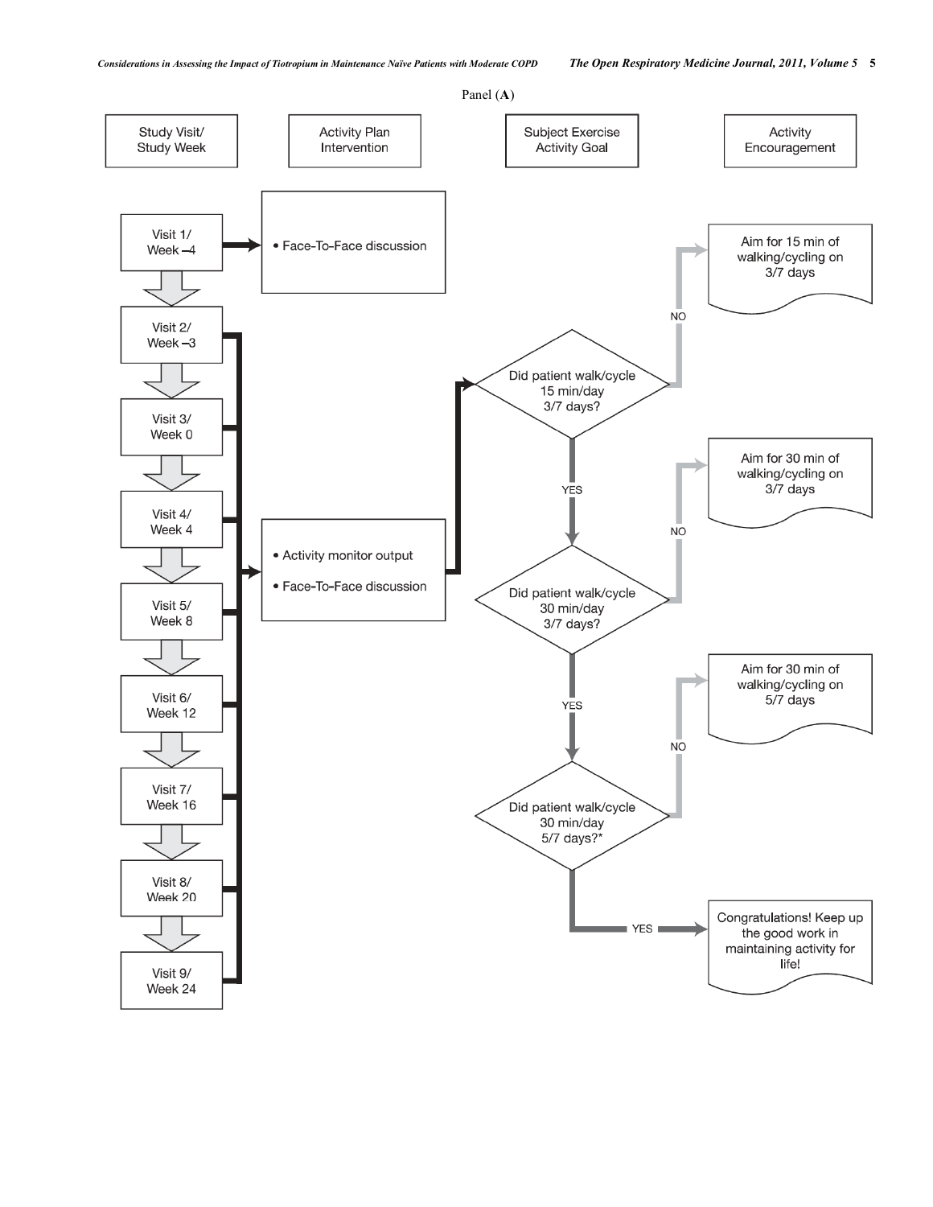Panel (**A**)

| Study Visit/ Study Week | Activity Plan Intervention | Subject Exercise Activity Goal | Activity Encouragement |
|---|---|---|---|

Visit 1/ Week −4 → • Face-To-Face discussion

Visit 2/ Week −3

Visit 3/ Week 0

Visit 4/ Week 4

Visit 5/ Week 8

Visit 6/ Week 12

Visit 7/ Week 16

Visit 8/ Week 20

Visit 9/ Week 24

Visits 2–9 → • Activity monitor output • Face-To-Face discussion

Did patient walk/cycle 15 min/day 3/7 days?
- NO → Aim for 15 min of walking/cycling on 3/7 days
- YES ↓

Did patient walk/cycle 30 min/day 3/7 days?
- NO → Aim for 30 min of walking/cycling on 3/7 days
- YES ↓

Did patient walk/cycle 30 min/day 5/7 days?*
- NO → Aim for 30 min of walking/cycling on 5/7 days
- YES → Congratulations! Keep up the good work in maintaining activity for life!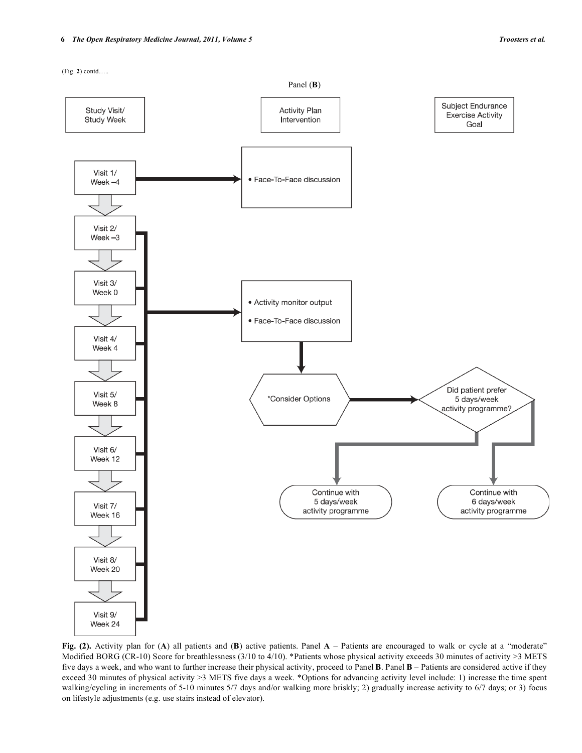(Fig. **2**) contd…..

Panel (**B**)

Study Visit/ Study Week

Activity Plan Intervention

Subject Endurance Exercise Activity Goal

Visit 1/ Week –4

• Face-To-Face discussion

Visit 2/ Week –3

Visit 3/ Week 0

• Activity monitor output

• Face-To-Face discussion

Visit 4/ Week 4

*Consider Options

Did patient prefer 5 days/week activity programme?

Visit 5/ Week 8

Visit 6/ Week 12

Continue with 5 days/week activity programme

Continue with 6 days/week activity programme

Visit 7/ Week 16

Visit 8/ Week 20

Visit 9/ Week 24

**Fig. (2).** Activity plan for (**A**) all patients and (**B**) active patients. Panel **A** – Patients are encouraged to walk or cycle at a "moderate" Modified BORG (CR-10) Score for breathlessness (3/10 to 4/10). *Patients whose physical activity exceeds 30 minutes of activity >3 METS five days a week, and who want to further increase their physical activity, proceed to Panel **B**. Panel **B** – Patients are considered active if they exceed 30 minutes of physical activity >3 METS five days a week. *Options for advancing activity level include: 1) increase the time spent walking/cycling in increments of 5-10 minutes 5/7 days and/or walking more briskly; 2) gradually increase activity to 6/7 days; or 3) focus on lifestyle adjustments (e.g. use stairs instead of elevator).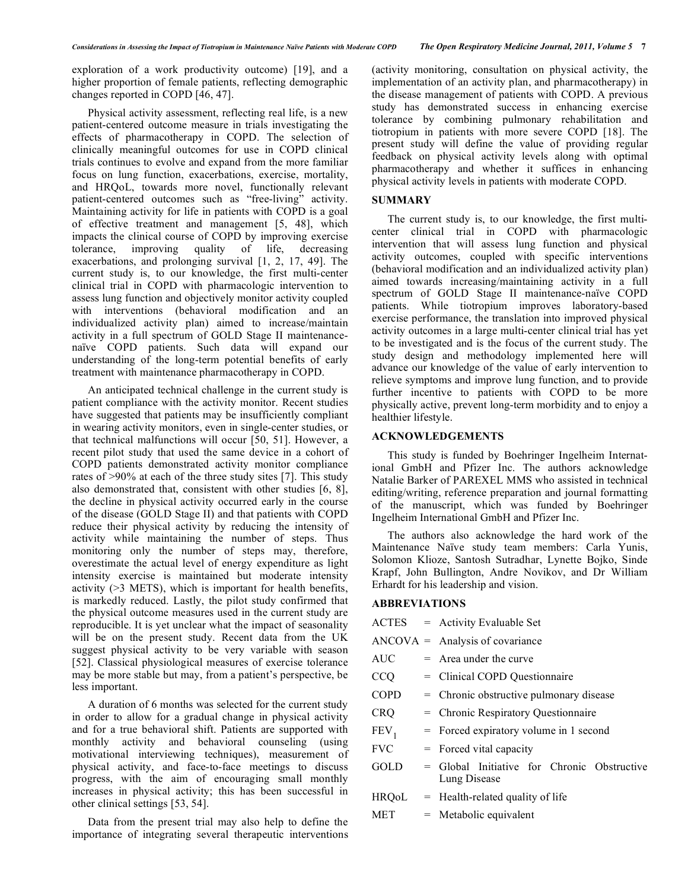exploration of a work productivity outcome) [19], and a higher proportion of female patients, reflecting demographic changes reported in COPD [46, 47].

Physical activity assessment, reflecting real life, is a new patient-centered outcome measure in trials investigating the effects of pharmacotherapy in COPD. The selection of clinically meaningful outcomes for use in COPD clinical trials continues to evolve and expand from the more familiar focus on lung function, exacerbations, exercise, mortality, and HRQoL, towards more novel, functionally relevant patient-centered outcomes such as "free-living" activity. Maintaining activity for life in patients with COPD is a goal of effective treatment and management [5, 48], which impacts the clinical course of COPD by improving exercise tolerance, improving quality of life, decreasing exacerbations, and prolonging survival [1, 2, 17, 49]. The current study is, to our knowledge, the first multi-center clinical trial in COPD with pharmacologic intervention to assess lung function and objectively monitor activity coupled with interventions (behavioral modification and an individualized activity plan) aimed to increase/maintain activity in a full spectrum of GOLD Stage II maintenance-naïve COPD patients. Such data will expand our understanding of the long-term potential benefits of early treatment with maintenance pharmacotherapy in COPD.

An anticipated technical challenge in the current study is patient compliance with the activity monitor. Recent studies have suggested that patients may be insufficiently compliant in wearing activity monitors, even in single-center studies, or that technical malfunctions will occur [50, 51]. However, a recent pilot study that used the same device in a cohort of COPD patients demonstrated activity monitor compliance rates of >90% at each of the three study sites [7]. This study also demonstrated that, consistent with other studies [6, 8], the decline in physical activity occurred early in the course of the disease (GOLD Stage II) and that patients with COPD reduce their physical activity by reducing the intensity of activity while maintaining the number of steps. Thus monitoring only the number of steps may, therefore, overestimate the actual level of energy expenditure as light intensity exercise is maintained but moderate intensity activity (>3 METS), which is important for health benefits, is markedly reduced. Lastly, the pilot study confirmed that the physical outcome measures used in the current study are reproducible. It is yet unclear what the impact of seasonality will be on the present study. Recent data from the UK suggest physical activity to be very variable with season [52]. Classical physiological measures of exercise tolerance may be more stable but may, from a patient's perspective, be less important.

A duration of 6 months was selected for the current study in order to allow for a gradual change in physical activity and for a true behavioral shift. Patients are supported with monthly activity and behavioral counseling (using motivational interviewing techniques), measurement of physical activity, and face-to-face meetings to discuss progress, with the aim of encouraging small monthly increases in physical activity; this has been successful in other clinical settings [53, 54].

Data from the present trial may also help to define the importance of integrating several therapeutic interventions (activity monitoring, consultation on physical activity, the implementation of an activity plan, and pharmacotherapy) in the disease management of patients with COPD. A previous study has demonstrated success in enhancing exercise tolerance by combining pulmonary rehabilitation and tiotropium in patients with more severe COPD [18]. The present study will define the value of providing regular feedback on physical activity levels along with optimal pharmacotherapy and whether it suffices in enhancing physical activity levels in patients with moderate COPD.

## SUMMARY

The current study is, to our knowledge, the first multi-center clinical trial in COPD with pharmacologic intervention that will assess lung function and physical activity outcomes, coupled with specific interventions (behavioral modification and an individualized activity plan) aimed towards increasing/maintaining activity in a full spectrum of GOLD Stage II maintenance-naïve COPD patients. While tiotropium improves laboratory-based exercise performance, the translation into improved physical activity outcomes in a large multi-center clinical trial has yet to be investigated and is the focus of the current study. The study design and methodology implemented here will advance our knowledge of the value of early intervention to relieve symptoms and improve lung function, and to provide further incentive to patients with COPD to be more physically active, prevent long-term morbidity and to enjoy a healthier lifestyle.

## ACKNOWLEDGEMENTS

This study is funded by Boehringer Ingelheim International GmbH and Pfizer Inc. The authors acknowledge Natalie Barker of PAREXEL MMS who assisted in technical editing/writing, reference preparation and journal formatting of the manuscript, which was funded by Boehringer Ingelheim International GmbH and Pfizer Inc.

The authors also acknowledge the hard work of the Maintenance Naïve study team members: Carla Yunis, Solomon Klioze, Santosh Sutradhar, Lynette Bojko, Sinde Krapf, John Bullington, Andre Novikov, and Dr William Erhardt for his leadership and vision.

## ABBREVIATIONS

| | | |
|---|---|---|
| ACTES | = | Activity Evaluable Set |
| ANCOVA | = | Analysis of covariance |
| AUC | = | Area under the curve |
| CCQ | = | Clinical COPD Questionnaire |
| COPD | = | Chronic obstructive pulmonary disease |
| CRQ | = | Chronic Respiratory Questionnaire |
| $FEV_1$ | = | Forced expiratory volume in 1 second |
| FVC | = | Forced vital capacity |
| GOLD | = | Global Initiative for Chronic Obstructive Lung Disease |
| HRQoL | = | Health-related quality of life |
| MET | = | Metabolic equivalent |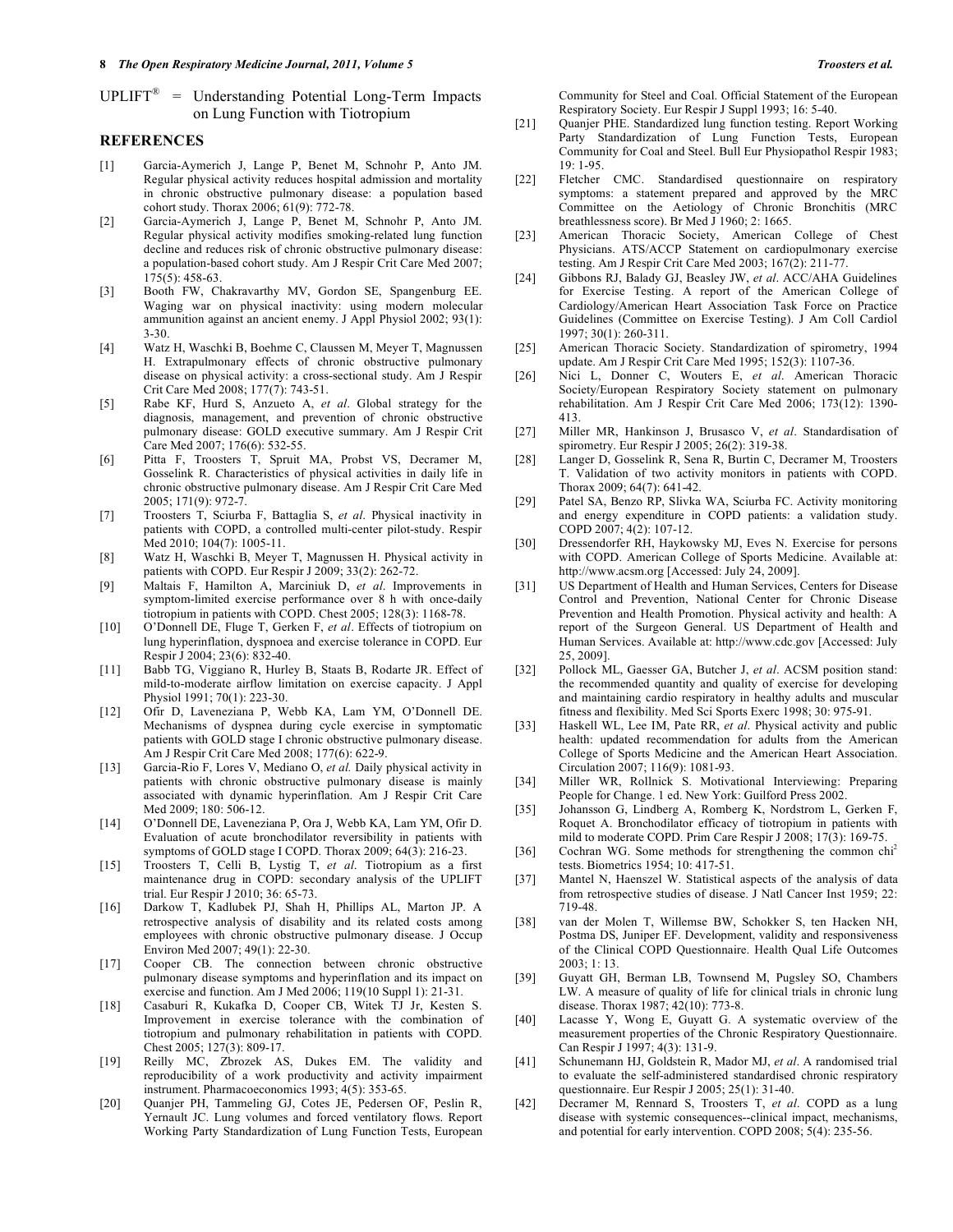UPLIFT® = Understanding Potential Long-Term Impacts on Lung Function with Tiotropium

## REFERENCES

[1] Garcia-Aymerich J, Lange P, Benet M, Schnohr P, Anto JM. Regular physical activity reduces hospital admission and mortality in chronic obstructive pulmonary disease: a population based cohort study. Thorax 2006; 61(9): 772-78.

[2] Garcia-Aymerich J, Lange P, Benet M, Schnohr P, Anto JM. Regular physical activity modifies smoking-related lung function decline and reduces risk of chronic obstructive pulmonary disease: a population-based cohort study. Am J Respir Crit Care Med 2007; 175(5): 458-63.

[3] Booth FW, Chakravarthy MV, Gordon SE, Spangenburg EE. Waging war on physical inactivity: using modern molecular ammunition against an ancient enemy. J Appl Physiol 2002; 93(1): 3-30.

[4] Watz H, Waschki B, Boehme C, Claussen M, Meyer T, Magnussen H. Extrapulmonary effects of chronic obstructive pulmonary disease on physical activity: a cross-sectional study. Am J Respir Crit Care Med 2008; 177(7): 743-51.

[5] Rabe KF, Hurd S, Anzueto A, *et al*. Global strategy for the diagnosis, management, and prevention of chronic obstructive pulmonary disease: GOLD executive summary. Am J Respir Crit Care Med 2007; 176(6): 532-55.

[6] Pitta F, Troosters T, Spruit MA, Probst VS, Decramer M, Gosselink R. Characteristics of physical activities in daily life in chronic obstructive pulmonary disease. Am J Respir Crit Care Med 2005; 171(9): 972-7.

[7] Troosters T, Sciurba F, Battaglia S, *et al*. Physical inactivity in patients with COPD, a controlled multi-center pilot-study. Respir Med 2010; 104(7): 1005-11.

[8] Watz H, Waschki B, Meyer T, Magnussen H. Physical activity in patients with COPD. Eur Respir J 2009; 33(2): 262-72.

[9] Maltais F, Hamilton A, Marciniuk D, *et al*. Improvements in symptom-limited exercise performance over 8 h with once-daily tiotropium in patients with COPD. Chest 2005; 128(3): 1168-78.

[10] O'Donnell DE, Fluge T, Gerken F, *et al*. Effects of tiotropium on lung hyperinflation, dyspnoea and exercise tolerance in COPD. Eur Respir J 2004; 23(6): 832-40.

[11] Babb TG, Viggiano R, Hurley B, Staats B, Rodarte JR. Effect of mild-to-moderate airflow limitation on exercise capacity. J Appl Physiol 1991; 70(1): 223-30.

[12] Ofir D, Laveneziana P, Webb KA, Lam YM, O'Donnell DE. Mechanisms of dyspnea during cycle exercise in symptomatic patients with GOLD stage I chronic obstructive pulmonary disease. Am J Respir Crit Care Med 2008; 177(6): 622-9.

[13] Garcia-Rio F, Lores V, Mediano O, *et al.* Daily physical activity in patients with chronic obstructive pulmonary disease is mainly associated with dynamic hyperinflation. Am J Respir Crit Care Med 2009; 180: 506-12.

[14] O'Donnell DE, Laveneziana P, Ora J, Webb KA, Lam YM, Ofir D. Evaluation of acute bronchodilator reversibility in patients with symptoms of GOLD stage I COPD. Thorax 2009; 64(3): 216-23.

[15] Troosters T, Celli B, Lystig T, *et al*. Tiotropium as a first maintenance drug in COPD: secondary analysis of the UPLIFT trial. Eur Respir J 2010; 36: 65-73.

[16] Darkow T, Kadlubek PJ, Shah H, Phillips AL, Marton JP. A retrospective analysis of disability and its related costs among employees with chronic obstructive pulmonary disease. J Occup Environ Med 2007; 49(1): 22-30.

[17] Cooper CB. The connection between chronic obstructive pulmonary disease symptoms and hyperinflation and its impact on exercise and function. Am J Med 2006; 119(10 Suppl 1): 21-31.

[18] Casaburi R, Kukafka D, Cooper CB, Witek TJ Jr, Kesten S. Improvement in exercise tolerance with the combination of tiotropium and pulmonary rehabilitation in patients with COPD. Chest 2005; 127(3): 809-17.

[19] Reilly MC, Zbrozek AS, Dukes EM. The validity and reproducibility of a work productivity and activity impairment instrument. Pharmacoeconomics 1993; 4(5): 353-65.

[20] Quanjer PH, Tammeling GJ, Cotes JE, Pedersen OF, Peslin R, Yernault JC. Lung volumes and forced ventilatory flows. Report Working Party Standardization of Lung Function Tests, European Community for Steel and Coal. Official Statement of the European Respiratory Society. Eur Respir J Suppl 1993; 16: 5-40.

[21] Quanjer PHE. Standardized lung function testing. Report Working Party Standardization of Lung Function Tests, European Community for Coal and Steel. Bull Eur Physiopathol Respir 1983; 19: 1-95.

[22] Fletcher CMC. Standardised questionnaire on respiratory symptoms: a statement prepared and approved by the MRC Committee on the Aetiology of Chronic Bronchitis (MRC breathlessness score). Br Med J 1960; 2: 1665.

[23] American Thoracic Society, American College of Chest Physicians. ATS/ACCP Statement on cardiopulmonary exercise testing. Am J Respir Crit Care Med 2003; 167(2): 211-77.

[24] Gibbons RJ, Balady GJ, Beasley JW, *et al*. ACC/AHA Guidelines for Exercise Testing. A report of the American College of Cardiology/American Heart Association Task Force on Practice Guidelines (Committee on Exercise Testing). J Am Coll Cardiol 1997; 30(1): 260-311.

[25] American Thoracic Society. Standardization of spirometry, 1994 update. Am J Respir Crit Care Med 1995; 152(3): 1107-36.

[26] Nici L, Donner C, Wouters E, *et al*. American Thoracic Society/European Respiratory Society statement on pulmonary rehabilitation. Am J Respir Crit Care Med 2006; 173(12): 1390-413.

[27] Miller MR, Hankinson J, Brusasco V, *et al*. Standardisation of spirometry. Eur Respir J 2005; 26(2): 319-38.

[28] Langer D, Gosselink R, Sena R, Burtin C, Decramer M, Troosters T. Validation of two activity monitors in patients with COPD. Thorax 2009; 64(7): 641-42.

[29] Patel SA, Benzo RP, Slivka WA, Sciurba FC. Activity monitoring and energy expenditure in COPD patients: a validation study. COPD 2007; 4(2): 107-12.

[30] Dressendorfer RH, Haykowsky MJ, Eves N. Exercise for persons with COPD. American College of Sports Medicine. Available at: http://www.acsm.org [Accessed: July 24, 2009].

[31] US Department of Health and Human Services, Centers for Disease Control and Prevention, National Center for Chronic Disease Prevention and Health Promotion. Physical activity and health: A report of the Surgeon General. US Department of Health and Human Services. Available at: http://www.cdc.gov [Accessed: July 25, 2009].

[32] Pollock ML, Gaesser GA, Butcher J, *et al*. ACSM position stand: the recommended quantity and quality of exercise for developing and maintaining cardio respiratory in healthy adults and muscular fitness and flexibility. Med Sci Sports Exerc 1998; 30: 975-91.

[33] Haskell WL, Lee IM, Pate RR, *et al*. Physical activity and public health: updated recommendation for adults from the American College of Sports Medicine and the American Heart Association. Circulation 2007; 116(9): 1081-93.

[34] Miller WR, Rollnick S. Motivational Interviewing: Preparing People for Change. 1 ed. New York: Guilford Press 2002.

[35] Johansson G, Lindberg A, Romberg K, Nordstrom L, Gerken F, Roquet A. Bronchodilator efficacy of tiotropium in patients with mild to moderate COPD. Prim Care Respir J 2008; 17(3): 169-75.

[36] Cochran WG. Some methods for strengthening the common $\chi^2$ tests. Biometrics 1954; 10: 417-51.

[37] Mantel N, Haenszel W. Statistical aspects of the analysis of data from retrospective studies of disease. J Natl Cancer Inst 1959; 22: 719-48.

[38] van der Molen T, Willemse BW, Schokker S, ten Hacken NH, Postma DS, Juniper EF. Development, validity and responsiveness of the Clinical COPD Questionnaire. Health Qual Life Outcomes 2003; 1: 13.

[39] Guyatt GH, Berman LB, Townsend M, Pugsley SO, Chambers LW. A measure of quality of life for clinical trials in chronic lung disease. Thorax 1987; 42(10): 773-8.

[40] Lacasse Y, Wong E, Guyatt G. A systematic overview of the measurement properties of the Chronic Respiratory Questionnaire. Can Respir J 1997; 4(3): 131-9.

[41] Schunemann HJ, Goldstein R, Mador MJ, *et al*. A randomised trial to evaluate the self-administered standardised chronic respiratory questionnaire. Eur Respir J 2005; 25(1): 31-40.

[42] Decramer M, Rennard S, Troosters T, *et al*. COPD as a lung disease with systemic consequences--clinical impact, mechanisms, and potential for early intervention. COPD 2008; 5(4): 235-56.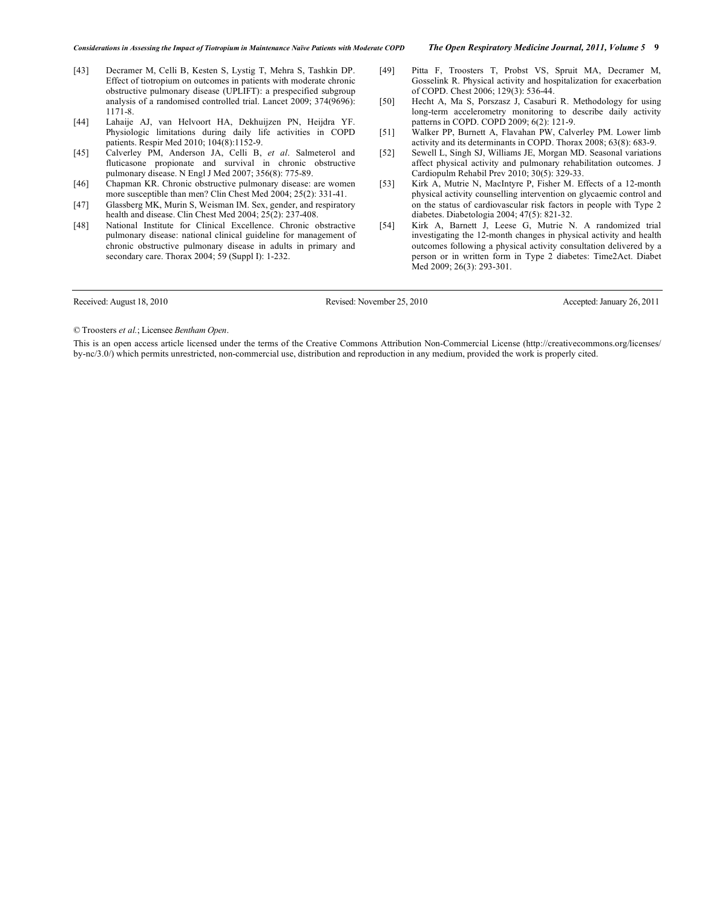[43] Decramer M, Celli B, Kesten S, Lystig T, Mehra S, Tashkin DP. Effect of tiotropium on outcomes in patients with moderate chronic obstructive pulmonary disease (UPLIFT): a prespecified subgroup analysis of a randomised controlled trial. Lancet 2009; 374(9696): 1171-8.

[44] Lahaije AJ, van Helvoort HA, Dekhuijzen PN, Heijdra YF. Physiologic limitations during daily life activities in COPD patients. Respir Med 2010; 104(8):1152-9.

[45] Calverley PM, Anderson JA, Celli B, *et al*. Salmeterol and fluticasone propionate and survival in chronic obstructive pulmonary disease. N Engl J Med 2007; 356(8): 775-89.

[46] Chapman KR. Chronic obstructive pulmonary disease: are women more susceptible than men? Clin Chest Med 2004; 25(2): 331-41.

[47] Glassberg MK, Murin S, Weisman IM. Sex, gender, and respiratory health and disease. Clin Chest Med 2004; 25(2): 237-408.

[48] National Institute for Clinical Excellence. Chronic obstructive pulmonary disease: national clinical guideline for management of chronic obstructive pulmonary disease in adults in primary and secondary care. Thorax 2004; 59 (Suppl I): 1-232.

[49] Pitta F, Troosters T, Probst VS, Spruit MA, Decramer M, Gosselink R. Physical activity and hospitalization for exacerbation of COPD. Chest 2006; 129(3): 536-44.

[50] Hecht A, Ma S, Porszasz J, Casaburi R. Methodology for using long-term accelerometry monitoring to describe daily activity patterns in COPD. COPD 2009; 6(2): 121-9.

[51] Walker PP, Burnett A, Flavahan PW, Calverley PM. Lower limb activity and its determinants in COPD. Thorax 2008; 63(8): 683-9.

[52] Sewell L, Singh SJ, Williams JE, Morgan MD. Seasonal variations affect physical activity and pulmonary rehabilitation outcomes. J Cardiopulm Rehabil Prev 2010; 30(5): 329-33.

[53] Kirk A, Mutrie N, MacIntyre P, Fisher M. Effects of a 12-month physical activity counselling intervention on glycaemic control and on the status of cardiovascular risk factors in people with Type 2 diabetes. Diabetologia 2004; 47(5): 821-32.

[54] Kirk A, Barnett J, Leese G, Mutrie N. A randomized trial investigating the 12-month changes in physical activity and health outcomes following a physical activity consultation delivered by a person or in written form in Type 2 diabetes: Time2Act. Diabet Med 2009; 26(3): 293-301.

---

Received: August 18, 2010 Revised: November 25, 2010 Accepted: January 26, 2011

© Troosters *et al.*; Licensee *Bentham Open*.

This is an open access article licensed under the terms of the Creative Commons Attribution Non-Commercial License (http://creativecommons.org/licenses/by-nc/3.0/) which permits unrestricted, non-commercial use, distribution and reproduction in any medium, provided the work is properly cited.